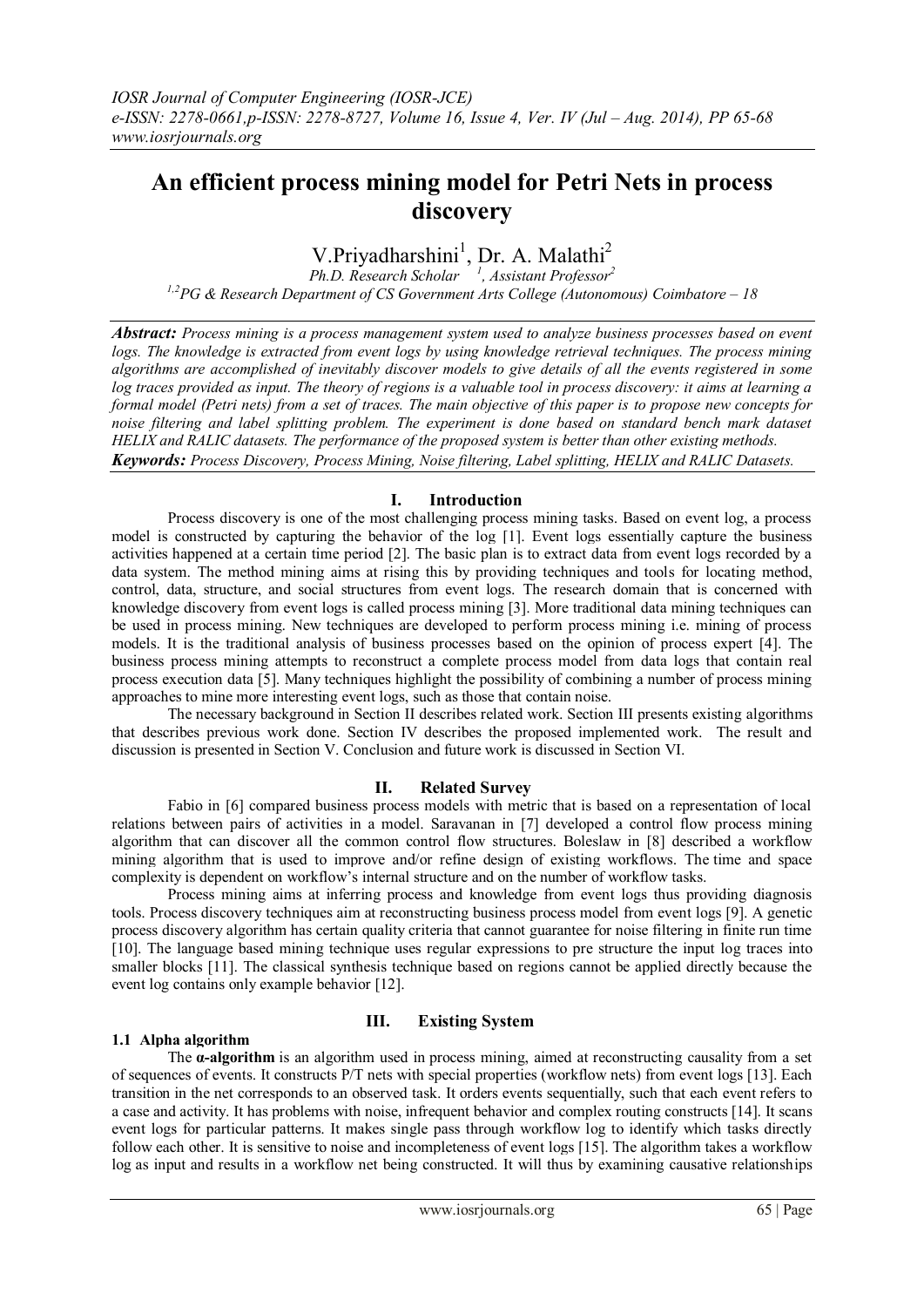# An efficient process mining model for Petri Nets in process discovery

V.Priyadharshini[1], Dr. A. Malathi[2]

*Ph.D. Research Scholar [1], Assistant Professor[2]*

*[1,2]PG & Research Department of CS Government Arts College (Autonomous) Coimbatore – 18*

***Abstract:*** *Process mining is a process management system used to analyze business processes based on event logs. The knowledge is extracted from event logs by using knowledge retrieval techniques. The process mining algorithms are accomplished of inevitably discover models to give details of all the events registered in some log traces provided as input. The theory of regions is a valuable tool in process discovery: it aims at learning a formal model (Petri nets) from a set of traces. The main objective of this paper is to propose new concepts for noise filtering and label splitting problem. The experiment is done based on standard bench mark dataset HELIX and RALIC datasets. The performance of the proposed system is better than other existing methods.*

***Keywords:*** *Process Discovery, Process Mining, Noise filtering, Label splitting, HELIX and RALIC Datasets.*

## I. Introduction

Process discovery is one of the most challenging process mining tasks. Based on event log, a process model is constructed by capturing the behavior of the log [1]. Event logs essentially capture the business activities happened at a certain time period [2]. The basic plan is to extract data from event logs recorded by a data system. The method mining aims at rising this by providing techniques and tools for locating method, control, data, structure, and social structures from event logs. The research domain that is concerned with knowledge discovery from event logs is called process mining [3]. More traditional data mining techniques can be used in process mining. New techniques are developed to perform process mining i.e. mining of process models. It is the traditional analysis of business processes based on the opinion of process expert [4]. The business process mining attempts to reconstruct a complete process model from data logs that contain real process execution data [5]. Many techniques highlight the possibility of combining a number of process mining approaches to mine more interesting event logs, such as those that contain noise.

The necessary background in Section II describes related work. Section III presents existing algorithms that describes previous work done. Section IV describes the proposed implemented work. The result and discussion is presented in Section V. Conclusion and future work is discussed in Section VI.

## II. Related Survey

Fabio in [6] compared business process models with metric that is based on a representation of local relations between pairs of activities in a model. Saravanan in [7] developed a control flow process mining algorithm that can discover all the common control flow structures. Boleslaw in [8] described a workflow mining algorithm that is used to improve and/or refine design of existing workflows. The time and space complexity is dependent on workflow's internal structure and on the number of workflow tasks.

Process mining aims at inferring process and knowledge from event logs thus providing diagnosis tools. Process discovery techniques aim at reconstructing business process model from event logs [9]. A genetic process discovery algorithm has certain quality criteria that cannot guarantee for noise filtering in finite run time [10]. The language based mining technique uses regular expressions to pre structure the input log traces into smaller blocks [11]. The classical synthesis technique based on regions cannot be applied directly because the event log contains only example behavior [12].

## III. Existing System

### 1.1 Alpha algorithm

The **α-algorithm** is an algorithm used in process mining, aimed at reconstructing causality from a set of sequences of events. It constructs P/T nets with special properties (workflow nets) from event logs [13]. Each transition in the net corresponds to an observed task. It orders events sequentially, such that each event refers to a case and activity. It has problems with noise, infrequent behavior and complex routing constructs [14]. It scans event logs for particular patterns. It makes single pass through workflow log to identify which tasks directly follow each other. It is sensitive to noise and incompleteness of event logs [15]. The algorithm takes a workflow log as input and results in a workflow net being constructed. It will thus by examining causative relationships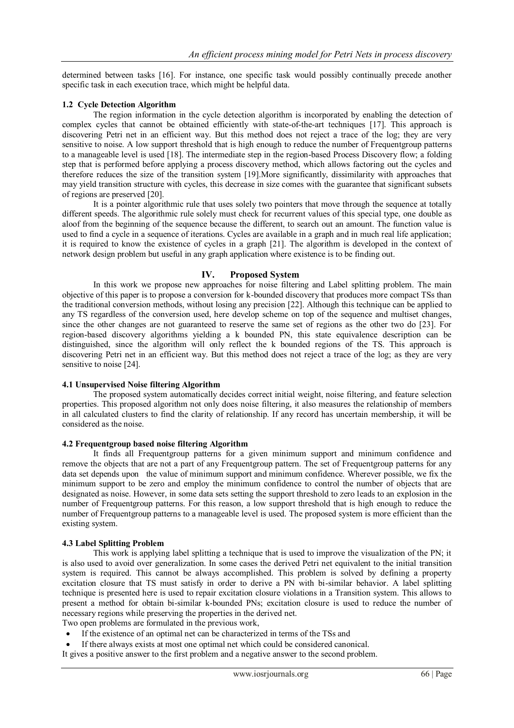determined between tasks [16]. For instance, one specific task would possibly continually precede another specific task in each execution trace, which might be helpful data.

### 1.2 Cycle Detection Algorithm

The region information in the cycle detection algorithm is incorporated by enabling the detection of complex cycles that cannot be obtained efficiently with state-of-the-art techniques [17]. This approach is discovering Petri net in an efficient way. But this method does not reject a trace of the log; they are very sensitive to noise. A low support threshold that is high enough to reduce the number of Frequentgroup patterns to a manageable level is used [18]. The intermediate step in the region-based Process Discovery flow; a folding step that is performed before applying a process discovery method, which allows factoring out the cycles and therefore reduces the size of the transition system [19].More significantly, dissimilarity with approaches that may yield transition structure with cycles, this decrease in size comes with the guarantee that significant subsets of regions are preserved [20].

It is a pointer algorithmic rule that uses solely two pointers that move through the sequence at totally different speeds. The algorithmic rule solely must check for recurrent values of this special type, one double as aloof from the beginning of the sequence because the different, to search out an amount. The function value is used to find a cycle in a sequence of iterations. Cycles are available in a graph and in much real life application; it is required to know the existence of cycles in a graph [21]. The algorithm is developed in the context of network design problem but useful in any graph application where existence is to be finding out.

## IV. Proposed System

In this work we propose new approaches for noise filtering and Label splitting problem. The main objective of this paper is to propose a conversion for k-bounded discovery that produces more compact TSs than the traditional conversion methods, without losing any precision [22]. Although this technique can be applied to any TS regardless of the conversion used, here develop scheme on top of the sequence and multiset changes, since the other changes are not guaranteed to reserve the same set of regions as the other two do [23]. For region-based discovery algorithms yielding a k bounded PN, this state equivalence description can be distinguished, since the algorithm will only reflect the k bounded regions of the TS. This approach is discovering Petri net in an efficient way. But this method does not reject a trace of the log; as they are very sensitive to noise [24].

### 4.1 Unsupervised Noise filtering Algorithm

The proposed system automatically decides correct initial weight, noise filtering, and feature selection properties. This proposed algorithm not only does noise filtering, it also measures the relationship of members in all calculated clusters to find the clarity of relationship. If any record has uncertain membership, it will be considered as the noise.

### 4.2 Frequentgroup based noise filtering Algorithm

It finds all Frequentgroup patterns for a given minimum support and minimum confidence and remove the objects that are not a part of any Frequentgroup pattern. The set of Frequentgroup patterns for any data set depends upon the value of minimum support and minimum confidence. Wherever possible, we fix the minimum support to be zero and employ the minimum confidence to control the number of objects that are designated as noise. However, in some data sets setting the support threshold to zero leads to an explosion in the number of Frequentgroup patterns. For this reason, a low support threshold that is high enough to reduce the number of Frequentgroup patterns to a manageable level is used. The proposed system is more efficient than the existing system.

### 4.3 Label Splitting Problem

This work is applying label splitting a technique that is used to improve the visualization of the PN; it is also used to avoid over generalization. In some cases the derived Petri net equivalent to the initial transition system is required. This cannot be always accomplished. This problem is solved by defining a property excitation closure that TS must satisfy in order to derive a PN with bi-similar behavior. A label splitting technique is presented here is used to repair excitation closure violations in a Transition system. This allows to present a method for obtain bi-similar k-bounded PNs; excitation closure is used to reduce the number of necessary regions while preserving the properties in the derived net.

Two open problems are formulated in the previous work,

- If the existence of an optimal net can be characterized in terms of the TSs and
- If there always exists at most one optimal net which could be considered canonical.

It gives a positive answer to the first problem and a negative answer to the second problem.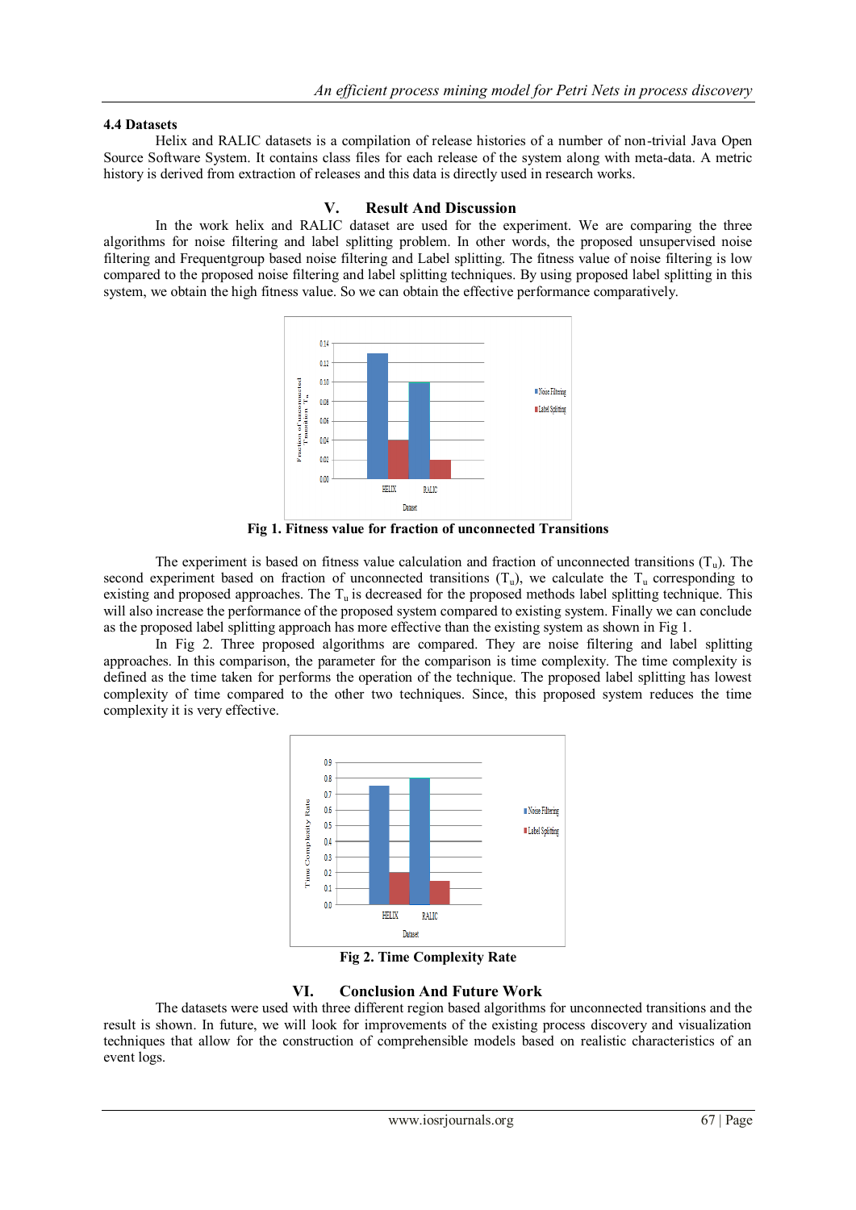### 4.4 Datasets

Helix and RALIC datasets is a compilation of release histories of a number of non-trivial Java Open Source Software System. It contains class files for each release of the system along with meta-data. A metric history is derived from extraction of releases and this data is directly used in research works.

## V. Result And Discussion

In the work helix and RALIC dataset are used for the experiment. We are comparing the three algorithms for noise filtering and label splitting problem. In other words, the proposed unsupervised noise filtering and Frequentgroup based noise filtering and Label splitting. The fitness value of noise filtering is low compared to the proposed noise filtering and label splitting techniques. By using proposed label splitting in this system, we obtain the high fitness value. So we can obtain the effective performance comparatively.

**Fig 1. Fitness value for fraction of unconnected Transitions**

The experiment is based on fitness value calculation and fraction of unconnected transitions ($T_u$). The second experiment based on fraction of unconnected transitions ($T_u$), we calculate the $T_u$ corresponding to existing and proposed approaches. The $T_u$ is decreased for the proposed methods label splitting technique. This will also increase the performance of the proposed system compared to existing system. Finally we can conclude as the proposed label splitting approach has more effective than the existing system as shown in Fig 1.

In Fig 2. Three proposed algorithms are compared. They are noise filtering and label splitting approaches. In this comparison, the parameter for the comparison is time complexity. The time complexity is defined as the time taken for performs the operation of the technique. The proposed label splitting has lowest complexity of time compared to the other two techniques. Since, this proposed system reduces the time complexity it is very effective.

**Fig 2. Time Complexity Rate**

## VI. Conclusion And Future Work

The datasets were used with three different region based algorithms for unconnected transitions and the result is shown. In future, we will look for improvements of the existing process discovery and visualization techniques that allow for the construction of comprehensible models based on realistic characteristics of an event logs.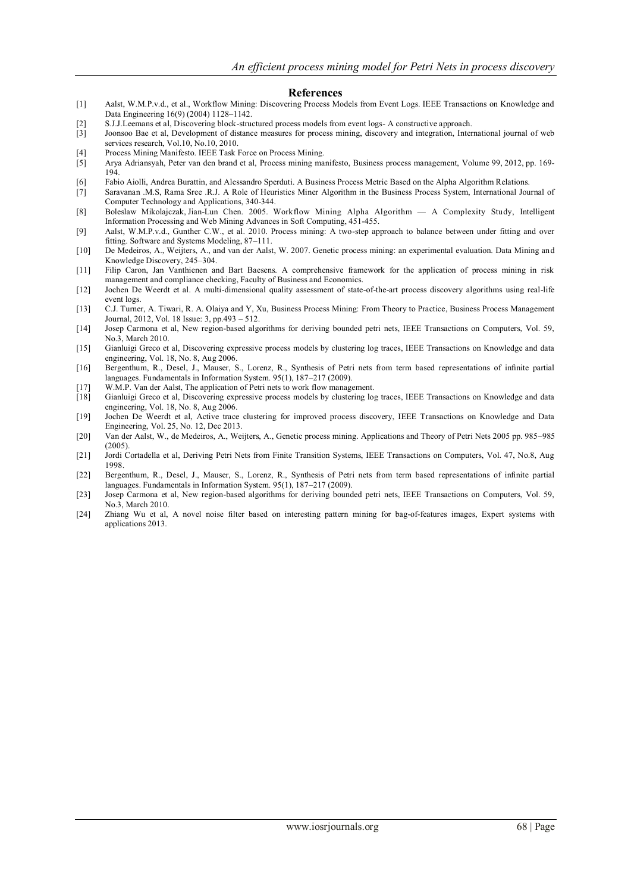## References

[1] Aalst, W.M.P.v.d., et al., Workflow Mining: Discovering Process Models from Event Logs. IEEE Transactions on Knowledge and Data Engineering 16(9) (2004) 1128–1142.

[2] S.J.J.Leemans et al, Discovering block-structured process models from event logs- A constructive approach.

[3] Joonsoo Bae et al, Development of distance measures for process mining, discovery and integration, International journal of web services research, Vol.10, No.10, 2010.

[4] Process Mining Manifesto. IEEE Task Force on Process Mining.

[5] Arya Adriansyah, Peter van den brand et al, Process mining manifesto, Business process management, Volume 99, 2012, pp. 169-194.

[6] Fabio Aiolli, Andrea Burattin, and Alessandro Sperduti. A Business Process Metric Based on the Alpha Algorithm Relations.

[7] Saravanan .M.S, Rama Sree .R.J. A Role of Heuristics Miner Algorithm in the Business Process System, International Journal of Computer Technology and Applications, 340-344.

[8] Boleslaw Mikolajczak, Jian-Lun Chen. 2005. Workflow Mining Alpha Algorithm — A Complexity Study, Intelligent Information Processing and Web Mining Advances in Soft Computing, 451-455.

[9] Aalst, W.M.P.v.d., Gunther C.W., et al. 2010. Process mining: A two-step approach to balance between under fitting and over fitting. Software and Systems Modeling, 87–111.

[10] De Medeiros, A., Weijters, A., and van der Aalst, W. 2007. Genetic process mining: an experimental evaluation. Data Mining and Knowledge Discovery, 245–304.

[11] Filip Caron, Jan Vanthienen and Bart Baesens. A comprehensive framework for the application of process mining in risk management and compliance checking, Faculty of Business and Economics.

[12] Jochen De Weerdt et al. A multi-dimensional quality assessment of state-of-the-art process discovery algorithms using real-life event logs.

[13] C.J. Turner, A. Tiwari, R. A. Olaiya and Y, Xu, Business Process Mining: From Theory to Practice, Business Process Management Journal, 2012, Vol. 18 Issue: 3, pp.493 – 512.

[14] Josep Carmona et al, New region-based algorithms for deriving bounded petri nets, IEEE Transactions on Computers, Vol. 59, No.3, March 2010.

[15] Gianluigi Greco et al, Discovering expressive process models by clustering log traces, IEEE Transactions on Knowledge and data engineering, Vol. 18, No. 8, Aug 2006.

[16] Bergenthum, R., Desel, J., Mauser, S., Lorenz, R., Synthesis of Petri nets from term based representations of infinite partial languages. Fundamentals in Information System. 95(1), 187–217 (2009).

[17] W.M.P. Van der Aalst, The application of Petri nets to work flow management.

[18] Gianluigi Greco et al, Discovering expressive process models by clustering log traces, IEEE Transactions on Knowledge and data engineering, Vol. 18, No. 8, Aug 2006.

[19] Jochen De Weerdt et al, Active trace clustering for improved process discovery, IEEE Transactions on Knowledge and Data Engineering, Vol. 25, No. 12, Dec 2013.

[20] Van der Aalst, W., de Medeiros, A., Weijters, A., Genetic process mining. Applications and Theory of Petri Nets 2005 pp. 985–985 (2005).

[21] Jordi Cortadella et al, Deriving Petri Nets from Finite Transition Systems, IEEE Transactions on Computers, Vol. 47, No.8, Aug 1998.

[22] Bergenthum, R., Desel, J., Mauser, S., Lorenz, R., Synthesis of Petri nets from term based representations of infinite partial languages. Fundamentals in Information System. 95(1), 187–217 (2009).

[23] Josep Carmona et al, New region-based algorithms for deriving bounded petri nets, IEEE Transactions on Computers, Vol. 59, No.3, March 2010.

[24] Zhiang Wu et al, A novel noise filter based on interesting pattern mining for bag-of-features images, Expert systems with applications 2013.